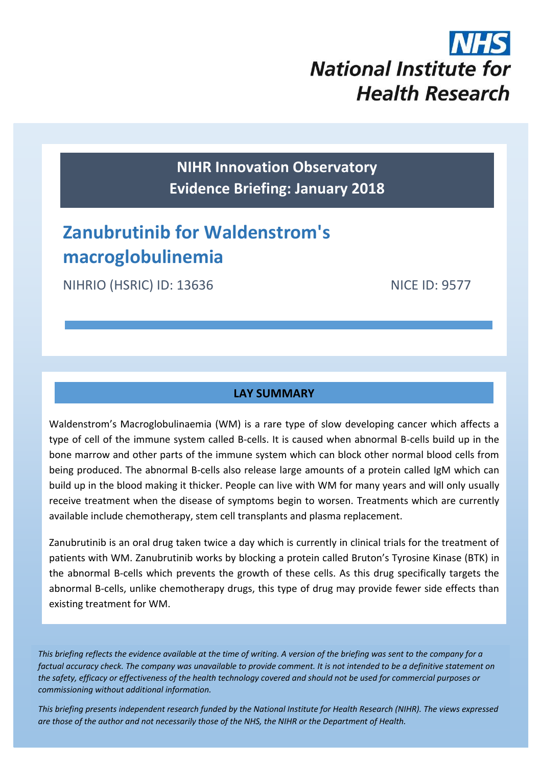NHS
National Institute for Health Research

**NIHR Innovation Observatory**
**Evidence Briefing: January 2018**

# Zanubrutinib for Waldenstrom's macroglobulinemia

NIHRIO (HSRIC) ID: 13636

NICE ID: 9577

## LAY SUMMARY

Waldenstrom's Macroglobulinaemia (WM) is a rare type of slow developing cancer which affects a type of cell of the immune system called B-cells. It is caused when abnormal B-cells build up in the bone marrow and other parts of the immune system which can block other normal blood cells from being produced. The abnormal B-cells also release large amounts of a protein called IgM which can build up in the blood making it thicker. People can live with WM for many years and will only usually receive treatment when the disease of symptoms begin to worsen. Treatments which are currently available include chemotherapy, stem cell transplants and plasma replacement.

Zanubrutinib is an oral drug taken twice a day which is currently in clinical trials for the treatment of patients with WM. Zanubrutinib works by blocking a protein called Bruton's Tyrosine Kinase (BTK) in the abnormal B-cells which prevents the growth of these cells. As this drug specifically targets the abnormal B-cells, unlike chemotherapy drugs, this type of drug may provide fewer side effects than existing treatment for WM.

*This briefing reflects the evidence available at the time of writing. A version of the briefing was sent to the company for a factual accuracy check. The company was unavailable to provide comment. It is not intended to be a definitive statement on the safety, efficacy or effectiveness of the health technology covered and should not be used for commercial purposes or commissioning without additional information.*

*This briefing presents independent research funded by the National Institute for Health Research (NIHR). The views expressed are those of the author and not necessarily those of the NHS, the NIHR or the Department of Health.*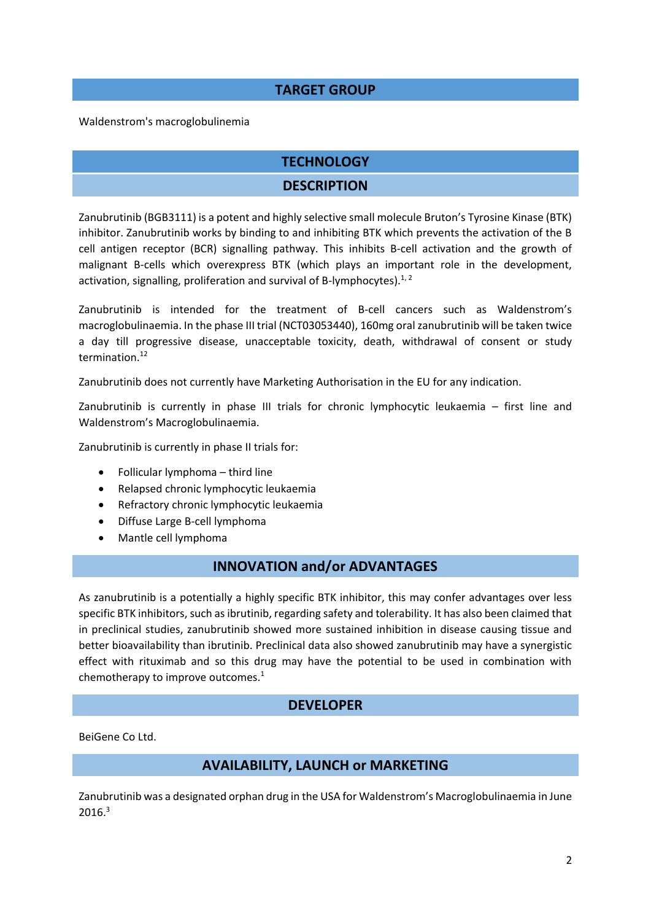## TARGET GROUP

Waldenstrom's macroglobulinemia

## TECHNOLOGY

### DESCRIPTION

Zanubrutinib (BGB3111) is a potent and highly selective small molecule Bruton's Tyrosine Kinase (BTK) inhibitor. Zanubrutinib works by binding to and inhibiting BTK which prevents the activation of the B cell antigen receptor (BCR) signalling pathway. This inhibits B-cell activation and the growth of malignant B-cells which overexpress BTK (which plays an important role in the development, activation, signalling, proliferation and survival of B-lymphocytes).[1, 2]

Zanubrutinib is intended for the treatment of B-cell cancers such as Waldenstrom's macroglobulinaemia. In the phase III trial (NCT03053440), 160mg oral zanubrutinib will be taken twice a day till progressive disease, unacceptable toxicity, death, withdrawal of consent or study termination.[12]

Zanubrutinib does not currently have Marketing Authorisation in the EU for any indication.

Zanubrutinib is currently in phase III trials for chronic lymphocytic leukaemia – first line and Waldenstrom's Macroglobulinaemia.

Zanubrutinib is currently in phase II trials for:

- Follicular lymphoma – third line
- Relapsed chronic lymphocytic leukaemia
- Refractory chronic lymphocytic leukaemia
- Diffuse Large B-cell lymphoma
- Mantle cell lymphoma

### INNOVATION and/or ADVANTAGES

As zanubrutinib is a potentially a highly specific BTK inhibitor, this may confer advantages over less specific BTK inhibitors, such as ibrutinib, regarding safety and tolerability. It has also been claimed that in preclinical studies, zanubrutinib showed more sustained inhibition in disease causing tissue and better bioavailability than ibrutinib. Preclinical data also showed zanubrutinib may have a synergistic effect with rituximab and so this drug may have the potential to be used in combination with chemotherapy to improve outcomes.[1]

### DEVELOPER

BeiGene Co Ltd.

### AVAILABILITY, LAUNCH or MARKETING

Zanubrutinib was a designated orphan drug in the USA for Waldenstrom's Macroglobulinaemia in June 2016.[3]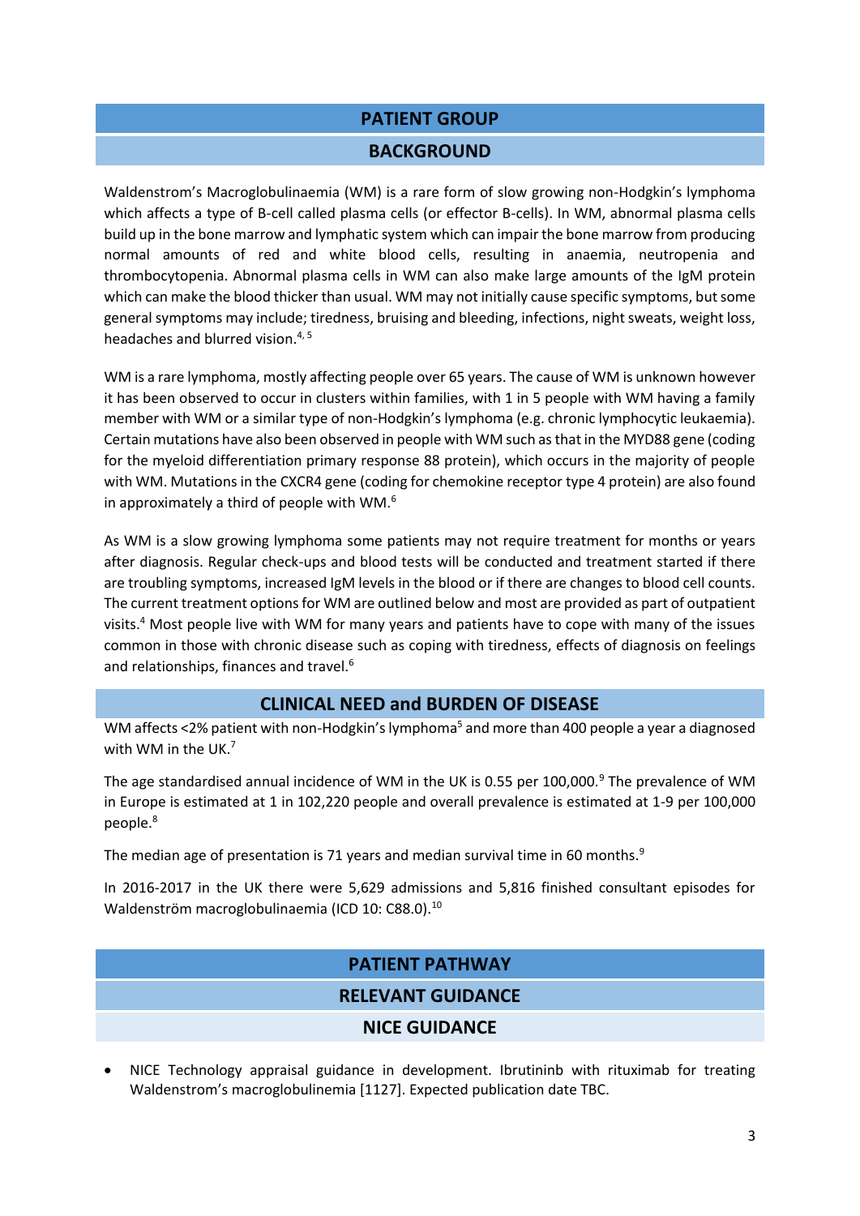## PATIENT GROUP

### BACKGROUND

Waldenstrom's Macroglobulinaemia (WM) is a rare form of slow growing non-Hodgkin's lymphoma which affects a type of B-cell called plasma cells (or effector B-cells). In WM, abnormal plasma cells build up in the bone marrow and lymphatic system which can impair the bone marrow from producing normal amounts of red and white blood cells, resulting in anaemia, neutropenia and thrombocytopenia. Abnormal plasma cells in WM can also make large amounts of the IgM protein which can make the blood thicker than usual. WM may not initially cause specific symptoms, but some general symptoms may include; tiredness, bruising and bleeding, infections, night sweats, weight loss, headaches and blurred vision.[4, 5]

WM is a rare lymphoma, mostly affecting people over 65 years. The cause of WM is unknown however it has been observed to occur in clusters within families, with 1 in 5 people with WM having a family member with WM or a similar type of non-Hodgkin's lymphoma (e.g. chronic lymphocytic leukaemia). Certain mutations have also been observed in people with WM such as that in the MYD88 gene (coding for the myeloid differentiation primary response 88 protein), which occurs in the majority of people with WM. Mutations in the CXCR4 gene (coding for chemokine receptor type 4 protein) are also found in approximately a third of people with WM.[6]

As WM is a slow growing lymphoma some patients may not require treatment for months or years after diagnosis. Regular check-ups and blood tests will be conducted and treatment started if there are troubling symptoms, increased IgM levels in the blood or if there are changes to blood cell counts. The current treatment options for WM are outlined below and most are provided as part of outpatient visits.[4] Most people live with WM for many years and patients have to cope with many of the issues common in those with chronic disease such as coping with tiredness, effects of diagnosis on feelings and relationships, finances and travel.[6]

### CLINICAL NEED and BURDEN OF DISEASE

WM affects <2% patient with non-Hodgkin's lymphoma[5] and more than 400 people a year a diagnosed with WM in the UK.[7]

The age standardised annual incidence of WM in the UK is 0.55 per 100,000.[9] The prevalence of WM in Europe is estimated at 1 in 102,220 people and overall prevalence is estimated at 1-9 per 100,000 people.[8]

The median age of presentation is 71 years and median survival time in 60 months.[9]

In 2016-2017 in the UK there were 5,629 admissions and 5,816 finished consultant episodes for Waldenström macroglobulinaemia (ICD 10: C88.0).[10]

## PATIENT PATHWAY

### RELEVANT GUIDANCE

#### NICE GUIDANCE

- NICE Technology appraisal guidance in development. Ibrutininb with rituximab for treating Waldenstrom's macroglobulinemia [1127]. Expected publication date TBC.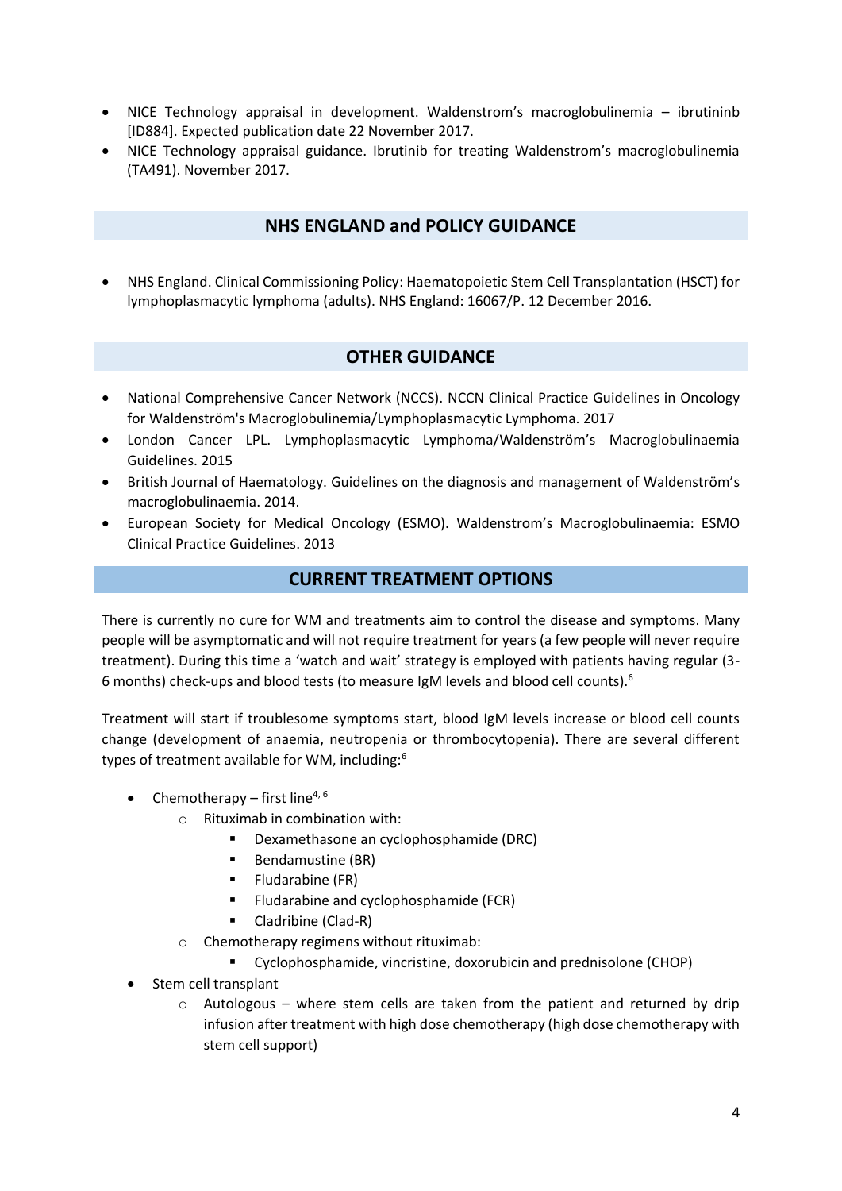- NICE Technology appraisal in development. Waldenstrom's macroglobulinemia – ibrutininb [ID884]. Expected publication date 22 November 2017.
- NICE Technology appraisal guidance. Ibrutinib for treating Waldenstrom's macroglobulinemia (TA491). November 2017.

## NHS ENGLAND and POLICY GUIDANCE

- NHS England. Clinical Commissioning Policy: Haematopoietic Stem Cell Transplantation (HSCT) for lymphoplasmacytic lymphoma (adults). NHS England: 16067/P. 12 December 2016.

## OTHER GUIDANCE

- National Comprehensive Cancer Network (NCCS). NCCN Clinical Practice Guidelines in Oncology for Waldenström's Macroglobulinemia/Lymphoplasmacytic Lymphoma. 2017
- London Cancer LPL. Lymphoplasmacytic Lymphoma/Waldenström's Macroglobulinaemia Guidelines. 2015
- British Journal of Haematology. Guidelines on the diagnosis and management of Waldenström's macroglobulinaemia. 2014.
- European Society for Medical Oncology (ESMO). Waldenstrom's Macroglobulinaemia: ESMO Clinical Practice Guidelines. 2013

## CURRENT TREATMENT OPTIONS

There is currently no cure for WM and treatments aim to control the disease and symptoms. Many people will be asymptomatic and will not require treatment for years (a few people will never require treatment). During this time a 'watch and wait' strategy is employed with patients having regular (3-6 months) check-ups and blood tests (to measure IgM levels and blood cell counts).[6]

Treatment will start if troublesome symptoms start, blood IgM levels increase or blood cell counts change (development of anaemia, neutropenia or thrombocytopenia). There are several different types of treatment available for WM, including:[6]

- Chemotherapy – first line[4, 6]
  - Rituximab in combination with:
    - Dexamethasone an cyclophosphamide (DRC)
    - Bendamustine (BR)
    - Fludarabine (FR)
    - Fludarabine and cyclophosphamide (FCR)
    - Cladribine (Clad-R)
  - Chemotherapy regimens without rituximab:
    - Cyclophosphamide, vincristine, doxorubicin and prednisolone (CHOP)
- Stem cell transplant
  - Autologous – where stem cells are taken from the patient and returned by drip infusion after treatment with high dose chemotherapy (high dose chemotherapy with stem cell support)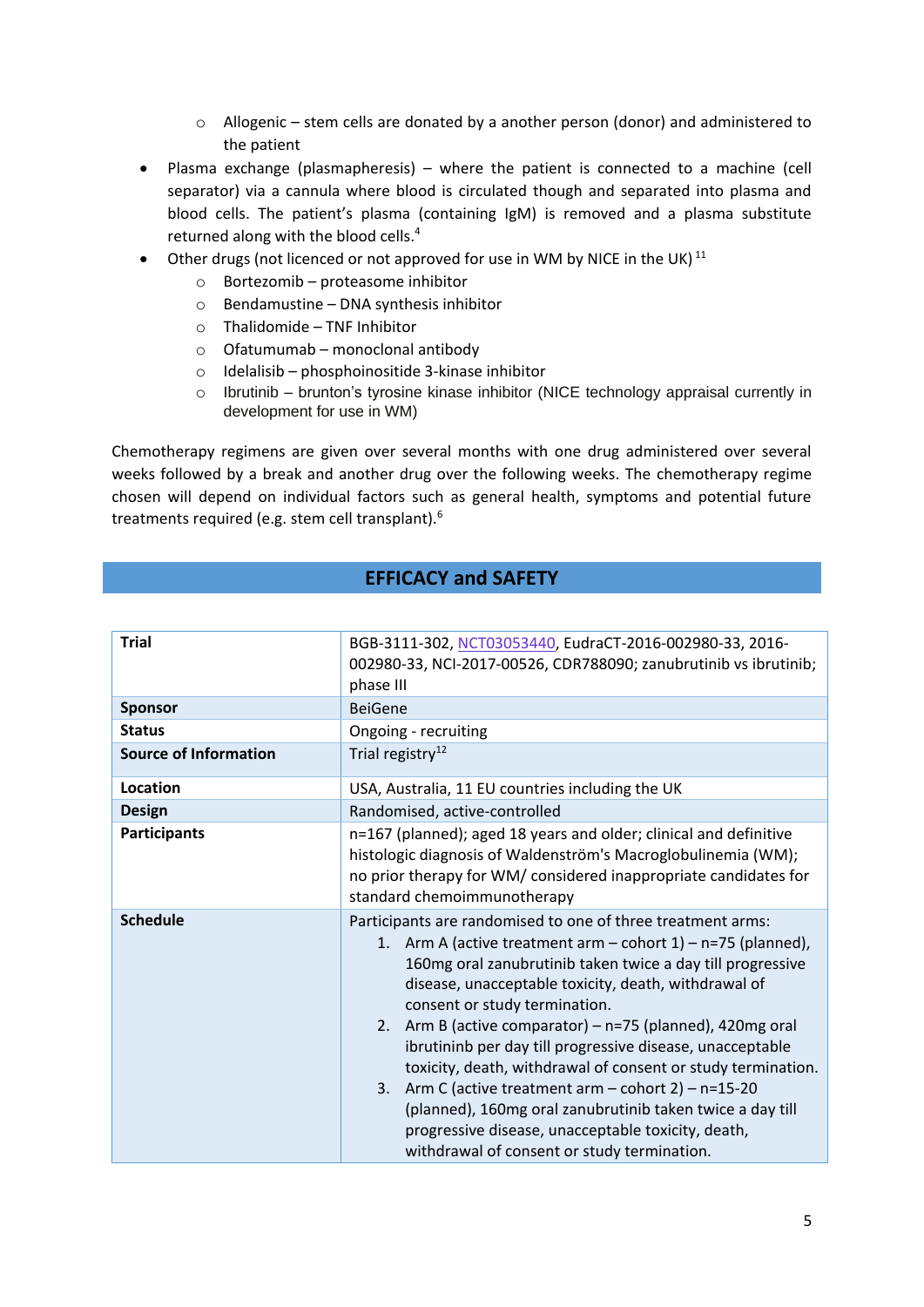- Allogenic – stem cells are donated by a another person (donor) and administered to the patient
- Plasma exchange (plasmapheresis) – where the patient is connected to a machine (cell separator) via a cannula where blood is circulated though and separated into plasma and blood cells. The patient's plasma (containing IgM) is removed and a plasma substitute returned along with the blood cells.[4]
- Other drugs (not licenced or not approved for use in WM by NICE in the UK)[11]
  - Bortezomib – proteasome inhibitor
  - Bendamustine – DNA synthesis inhibitor
  - Thalidomide – TNF Inhibitor
  - Ofatumumab – monoclonal antibody
  - Idelalisib – phosphoinositide 3-kinase inhibitor
  - Ibrutinib – brunton's tyrosine kinase inhibitor (NICE technology appraisal currently in development for use in WM)

Chemotherapy regimens are given over several months with one drug administered over several weeks followed by a break and another drug over the following weeks. The chemotherapy regime chosen will depend on individual factors such as general health, symptoms and potential future treatments required (e.g. stem cell transplant).[6]

## EFFICACY and SAFETY

| **Trial** | BGB-3111-302, NCT03053440, EudraCT-2016-002980-33, 2016-002980-33, NCI-2017-00526, CDR788090; zanubrutinib vs ibrutinib; phase III |
|---|---|
| **Sponsor** | BeiGene |
| **Status** | Ongoing - recruiting |
| **Source of Information** | Trial registry[12] |
| **Location** | USA, Australia, 11 EU countries including the UK |
| **Design** | Randomised, active-controlled |
| **Participants** | n=167 (planned); aged 18 years and older; clinical and definitive histologic diagnosis of Waldenström's Macroglobulinemia (WM); no prior therapy for WM/ considered inappropriate candidates for standard chemoimmunotherapy |
| **Schedule** | Participants are randomised to one of three treatment arms: 1. Arm A (active treatment arm – cohort 1) – n=75 (planned), 160mg oral zanubrutinib taken twice a day till progressive disease, unacceptable toxicity, death, withdrawal of consent or study termination. 2. Arm B (active comparator) – n=75 (planned), 420mg oral ibrutininb per day till progressive disease, unacceptable toxicity, death, withdrawal of consent or study termination. 3. Arm C (active treatment arm – cohort 2) – n=15-20 (planned), 160mg oral zanubrutinib taken twice a day till progressive disease, unacceptable toxicity, death, withdrawal of consent or study termination. |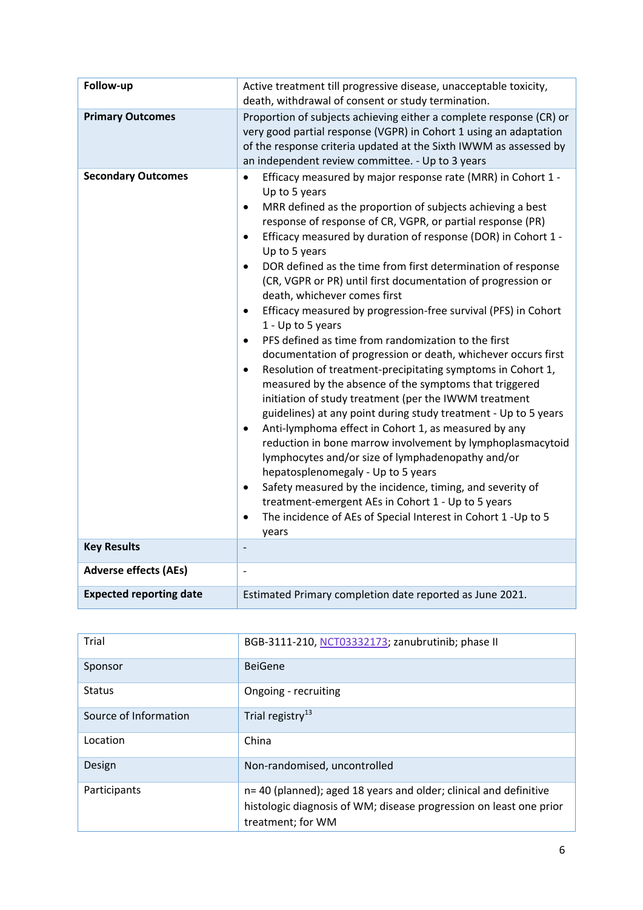| **Follow-up** | Active treatment till progressive disease, unacceptable toxicity, death, withdrawal of consent or study termination. |
|---|---|
| **Primary Outcomes** | Proportion of subjects achieving either a complete response (CR) or very good partial response (VGPR) in Cohort 1 using an adaptation of the response criteria updated at the Sixth IWWM as assessed by an independent review committee. - Up to 3 years |
| **Secondary Outcomes** | • Efficacy measured by major response rate (MRR) in Cohort 1 - Up to 5 years<br>• MRR defined as the proportion of subjects achieving a best response of response of CR, VGPR, or partial response (PR)<br>• Efficacy measured by duration of response (DOR) in Cohort 1 - Up to 5 years<br>• DOR defined as the time from first determination of response (CR, VGPR or PR) until first documentation of progression or death, whichever comes first<br>• Efficacy measured by progression-free survival (PFS) in Cohort 1 - Up to 5 years<br>• PFS defined as time from randomization to the first documentation of progression or death, whichever occurs first<br>• Resolution of treatment-precipitating symptoms in Cohort 1, measured by the absence of the symptoms that triggered initiation of study treatment (per the IWWM treatment guidelines) at any point during study treatment - Up to 5 years<br>• Anti-lymphoma effect in Cohort 1, as measured by any reduction in bone marrow involvement by lymphoplasmacytoid lymphocytes and/or size of lymphadenopathy and/or hepatosplenomegaly - Up to 5 years<br>• Safety measured by the incidence, timing, and severity of treatment-emergent AEs in Cohort 1 - Up to 5 years<br>• The incidence of AEs of Special Interest in Cohort 1 -Up to 5 years |
| **Key Results** | - |
| **Adverse effects (AEs)** | - |
| **Expected reporting date** | Estimated Primary completion date reported as June 2021. |

| Trial | BGB-3111-210, NCT03332173; zanubrutinib; phase II |
|---|---|
| Sponsor | BeiGene |
| Status | Ongoing - recruiting |
| Source of Information | Trial registry[13] |
| Location | China |
| Design | Non-randomised, uncontrolled |
| Participants | n= 40 (planned); aged 18 years and older; clinical and definitive histologic diagnosis of WM; disease progression on least one prior treatment; for WM |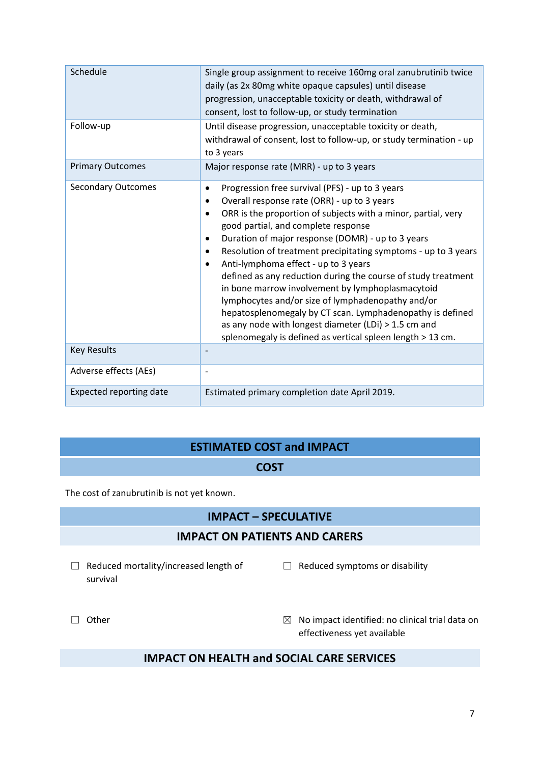| | |
|---|---|
| Schedule | Single group assignment to receive 160mg oral zanubrutinib twice daily (as 2x 80mg white opaque capsules) until disease progression, unacceptable toxicity or death, withdrawal of consent, lost to follow-up, or study termination |
| Follow-up | Until disease progression, unacceptable toxicity or death, withdrawal of consent, lost to follow-up, or study termination - up to 3 years |
| Primary Outcomes | Major response rate (MRR) - up to 3 years |
| Secondary Outcomes | • Progression free survival (PFS) - up to 3 years<br>• Overall response rate (ORR) - up to 3 years<br>• ORR is the proportion of subjects with a minor, partial, very good partial, and complete response<br>• Duration of major response (DOMR) - up to 3 years<br>• Resolution of treatment precipitating symptoms - up to 3 years<br>• Anti-lymphoma effect - up to 3 years defined as any reduction during the course of study treatment in bone marrow involvement by lymphoplasmacytoid lymphocytes and/or size of lymphadenopathy and/or hepatosplenomegaly by CT scan. Lymphadenopathy is defined as any node with longest diameter (LDi) > 1.5 cm and splenomegaly is defined as vertical spleen length > 13 cm. |
| Key Results | - |
| Adverse effects (AEs) | - |
| Expected reporting date | Estimated primary completion date April 2019. |

## ESTIMATED COST and IMPACT

### COST

The cost of zanubrutinib is not yet known.

### IMPACT – SPECULATIVE

### IMPACT ON PATIENTS AND CARERS

☐ Reduced mortality/increased length of survival

☐ Reduced symptoms or disability

☐ Other

☒ No impact identified: no clinical trial data on effectiveness yet available

### IMPACT ON HEALTH and SOCIAL CARE SERVICES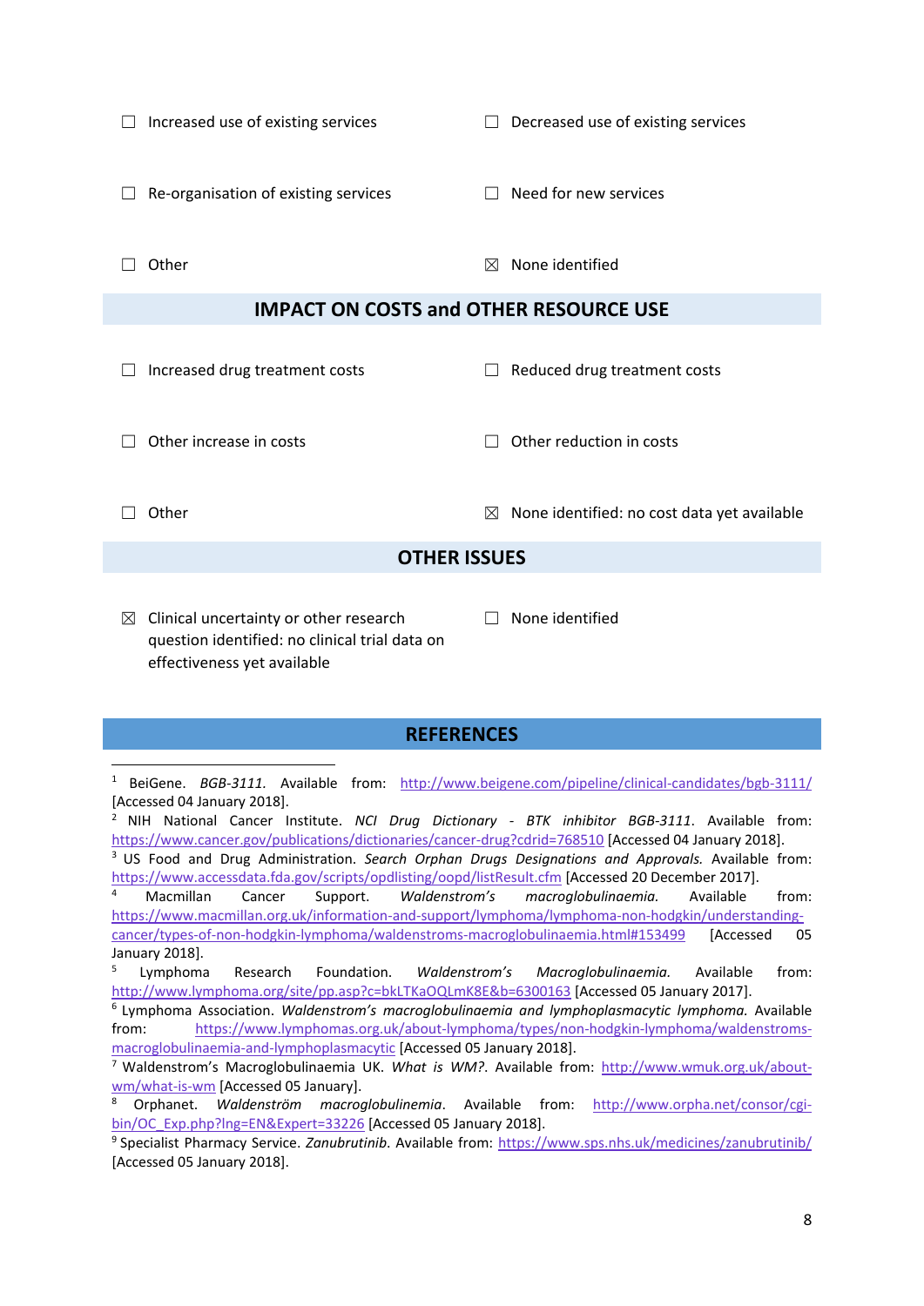☐ Increased use of existing services

☐ Decreased use of existing services

☐ Re-organisation of existing services

☐ Need for new services

☐ Other

☒ None identified

## IMPACT ON COSTS and OTHER RESOURCE USE

☐ Increased drug treatment costs

☐ Reduced drug treatment costs

☐ Other increase in costs

☐ Other reduction in costs

☐ Other

☒ None identified: no cost data yet available

## OTHER ISSUES

☒ Clinical uncertainty or other research question identified: no clinical trial data on effectiveness yet available

☐ None identified

## REFERENCES

[1] BeiGene. *BGB-3111.* Available from: http://www.beigene.com/pipeline/clinical-candidates/bgb-3111/ [Accessed 04 January 2018].

[2] NIH National Cancer Institute. *NCI Drug Dictionary - BTK inhibitor BGB-3111.* Available from: https://www.cancer.gov/publications/dictionaries/cancer-drug?cdrid=768510 [Accessed 04 January 2018].

[3] US Food and Drug Administration. *Search Orphan Drugs Designations and Approvals.* Available from: https://www.accessdata.fda.gov/scripts/opdlisting/oopd/listResult.cfm [Accessed 20 December 2017].

[4] Macmillan Cancer Support. *Waldenstrom's macroglobulinaemia.* Available from: https://www.macmillan.org.uk/information-and-support/lymphoma/lymphoma-non-hodgkin/understanding-cancer/types-of-non-hodgkin-lymphoma/waldenstroms-macroglobulinaemia.html#153499 [Accessed 05 January 2018].

[5] Lymphoma Research Foundation. *Waldenstrom's Macroglobulinaemia.* Available from: http://www.lymphoma.org/site/pp.asp?c=bkLTKaOQLmK8E&b=6300155 [Accessed 05 January 2017].

[6] Lymphoma Association. *Waldenstrom's macroglobulinaemia and lymphoplasmacytic lymphoma.* Available from: https://www.lymphomas.org.uk/about-lymphoma/types/non-hodgkin-lymphoma/waldenstroms-macroglobulinaemia-and-lymphoplasmacytic [Accessed 05 January 2018].

[7] Waldenstrom's Macroglobulinaemia UK. *What is WM?.* Available from: http://www.wmuk.org.uk/about-wm/what-is-wm [Accessed 05 January].

[8] Orphanet. *Waldenström macroglobulinemia*. Available from: http://www.orpha.net/consor/cgi-bin/OC_Exp.php?lng=EN&Expert=33226 [Accessed 05 January 2018].

[9] Specialist Pharmacy Service. *Zanubrutinib*. Available from: https://www.sps.nhs.uk/medicines/zanubrutinib/ [Accessed 05 January 2018].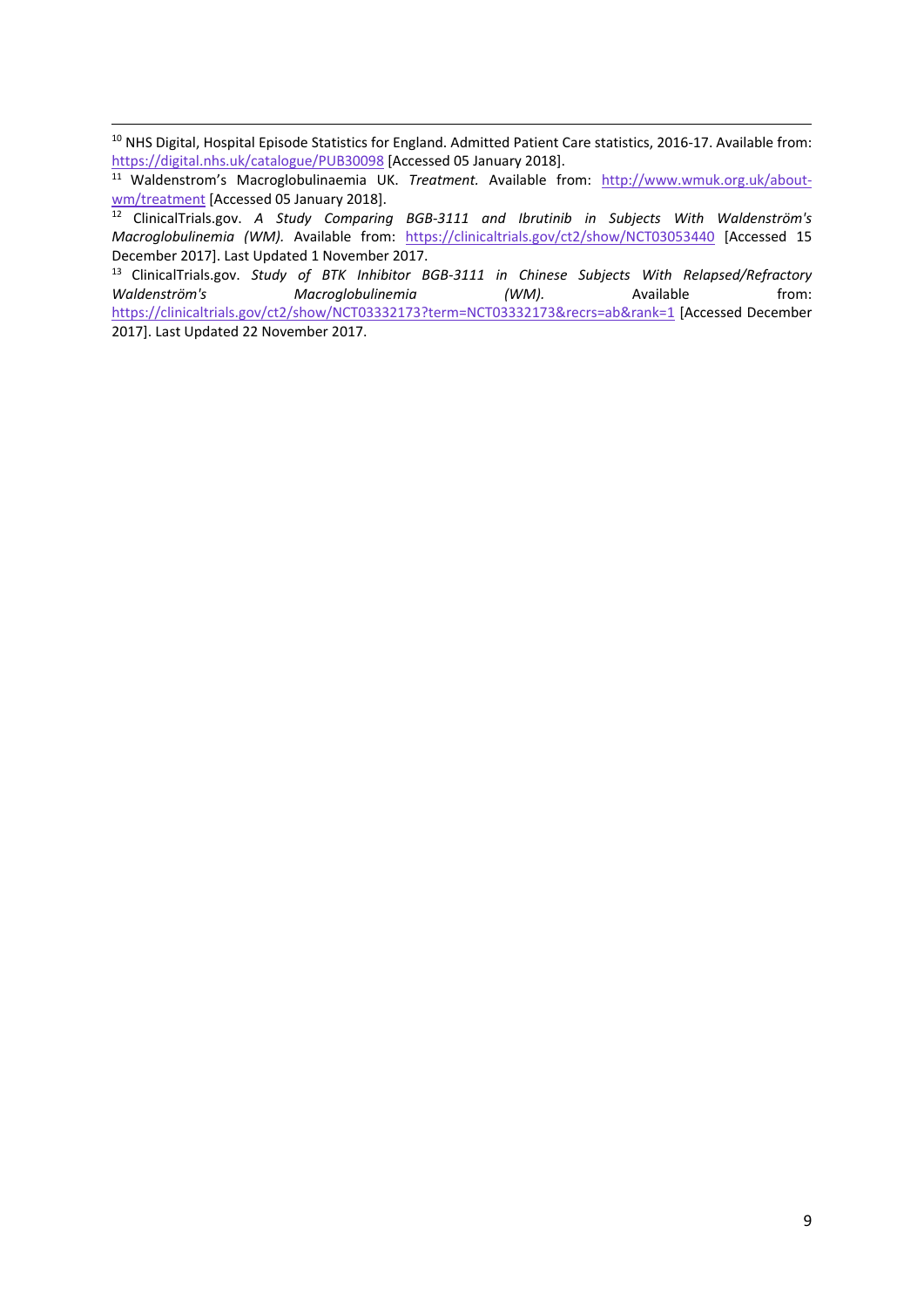[10] NHS Digital, Hospital Episode Statistics for England. Admitted Patient Care statistics, 2016-17. Available from: https://digital.nhs.uk/catalogue/PUB30098 [Accessed 05 January 2018].

[11] Waldenstrom's Macroglobulinaemia UK. *Treatment.* Available from: http://www.wmuk.org.uk/about-wm/treatment [Accessed 05 January 2018].

[12] ClinicalTrials.gov. *A Study Comparing BGB-3111 and Ibrutinib in Subjects With Waldenström's Macroglobulinemia (WM).* Available from: https://clinicaltrials.gov/ct2/show/NCT03053440 [Accessed 15 December 2017]. Last Updated 1 November 2017.

[13] ClinicalTrials.gov. *Study of BTK Inhibitor BGB-3111 in Chinese Subjects With Relapsed/Refractory Waldenström's Macroglobulinemia (WM).* Available from: https://clinicaltrials.gov/ct2/show/NCT03332173?term=NCT03332173&recrs=ab&rank=1 [Accessed December 2017]. Last Updated 22 November 2017.